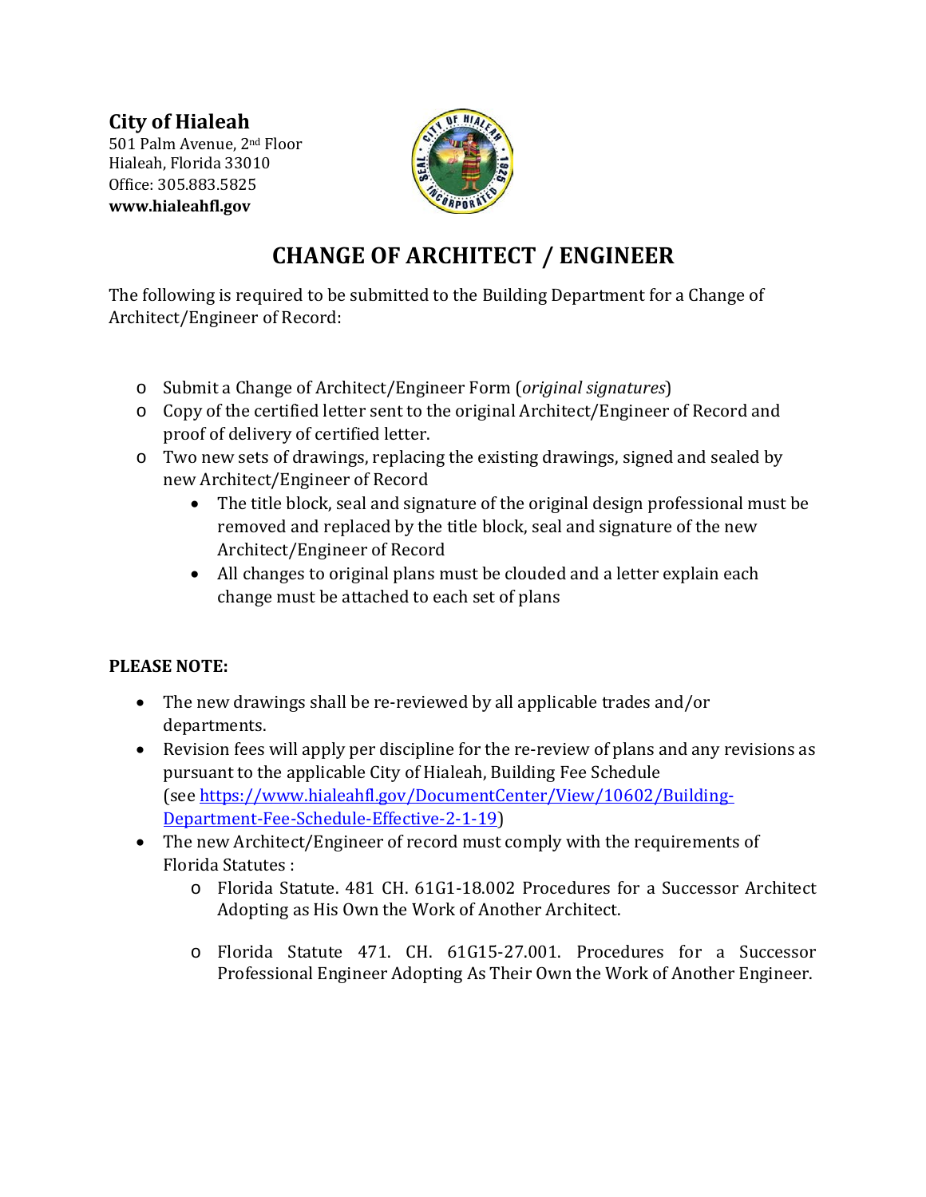**City of Hialeah**
501 Palm Avenue, 2nd Floor
Hialeah, Florida 33010
Office: 305.883.5825
**www.hialeahfl.gov**

# CHANGE OF ARCHITECT / ENGINEER

The following is required to be submitted to the Building Department for a Change of Architect/Engineer of Record:

- Submit a Change of Architect/Engineer Form (*original signatures*)
- Copy of the certified letter sent to the original Architect/Engineer of Record and proof of delivery of certified letter.
- Two new sets of drawings, replacing the existing drawings, signed and sealed by new Architect/Engineer of Record
  - The title block, seal and signature of the original design professional must be removed and replaced by the title block, seal and signature of the new Architect/Engineer of Record
  - All changes to original plans must be clouded and a letter explain each change must be attached to each set of plans

**PLEASE NOTE:**

- The new drawings shall be re-reviewed by all applicable trades and/or departments.
- Revision fees will apply per discipline for the re-review of plans and any revisions as pursuant to the applicable City of Hialeah, Building Fee Schedule (see [https://www.hialeahfl.gov/DocumentCenter/View/10602/Building-Department-Fee-Schedule-Effective-2-1-19](https://www.hialeahfl.gov/DocumentCenter/View/10602/Building-Department-Fee-Schedule-Effective-2-1-19))
- The new Architect/Engineer of record must comply with the requirements of Florida Statutes :
  - Florida Statute. 481 CH. 61G1-18.002 Procedures for a Successor Architect Adopting as His Own the Work of Another Architect.
  - Florida Statute 471. CH. 61G15-27.001. Procedures for a Successor Professional Engineer Adopting As Their Own the Work of Another Engineer.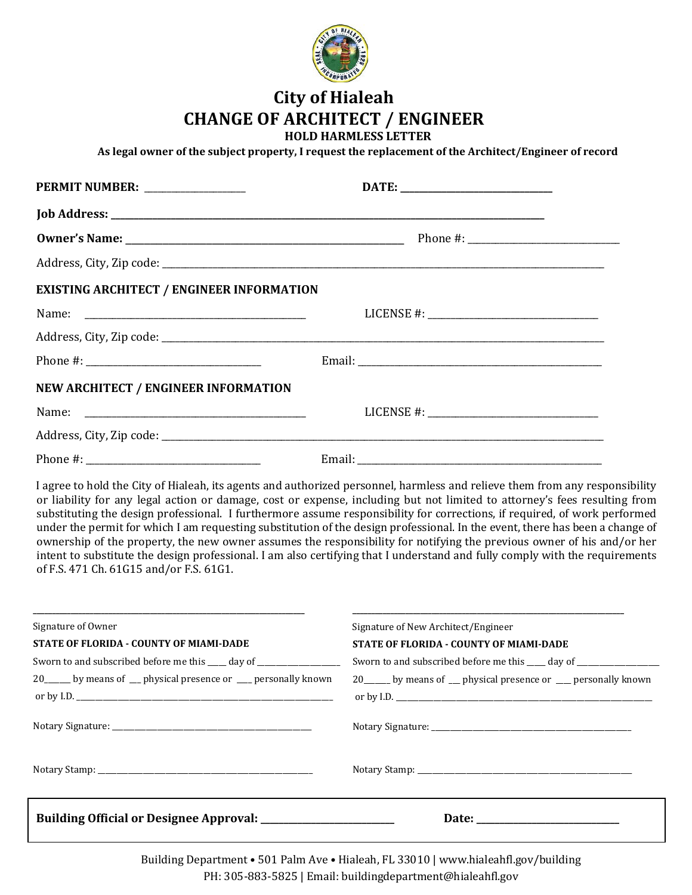# City of Hialeah
## CHANGE OF ARCHITECT / ENGINEER
### HOLD HARMLESS LETTER

**As legal owner of the subject property, I request the replacement of the Architect/Engineer of record**

**PERMIT NUMBER:** ____________________ **DATE:** ______________________________

**Job Address:** ______________________________________________________________________________

**Owner's Name:** ________________________________________________ Phone #: ____________________________

Address, City, Zip code: ______________________________________________________________________________

**EXISTING ARCHITECT / ENGINEER INFORMATION**

Name: ______________________________________ LICENSE #: ________________________________

Address, City, Zip code: ______________________________________________________________________________

Phone #: ________________________________ Email: ______________________________________________

**NEW ARCHITECT / ENGINEER INFORMATION**

Name: ______________________________________ LICENSE #: ________________________________

Address, City, Zip code: ______________________________________________________________________________

Phone #: ________________________________ Email: ______________________________________________

I agree to hold the City of Hialeah, its agents and authorized personnel, harmless and relieve them from any responsibility or liability for any legal action or damage, cost or expense, including but not limited to attorney's fees resulting from substituting the design professional. I furthermore assume responsibility for corrections, if required, of work performed under the permit for which I am requesting substitution of the design professional. In the event, there has been a change of ownership of the property, the new owner assumes the responsibility for notifying the previous owner of his and/or her intent to substitute the design professional. I am also certifying that I understand and fully comply with the requirements of F.S. 471 Ch. 61G15 and/or F.S. 61G1.

______________________________________________

Signature of Owner

**STATE OF FLORIDA - COUNTY OF MIAMI-DADE**

Sworn to and subscribed before me this _____ day of ____________________

20_______ by means of ___ physical presence or ____ personally known

or by I.D. ______________________________________________

Notary Signature: ______________________________________

Notary Stamp: ______________________________________

______________________________________________

Signature of New Architect/Engineer

**STATE OF FLORIDA - COUNTY OF MIAMI-DADE**

Sworn to and subscribed before me this _____ day of ____________________

20_______ by means of ___ physical presence or ____ personally known

or by I.D. ______________________________________________

Notary Signature: ______________________________________

Notary Stamp: ______________________________________

**Building Official or Designee Approval:** __________________________ **Date:** __________________________

Building Department • 501 Palm Ave • Hialeah, FL 33010 | www.hialeahfl.gov/building
PH: 305-883-5825 | Email: buildingdepartment@hialeahfl.gov